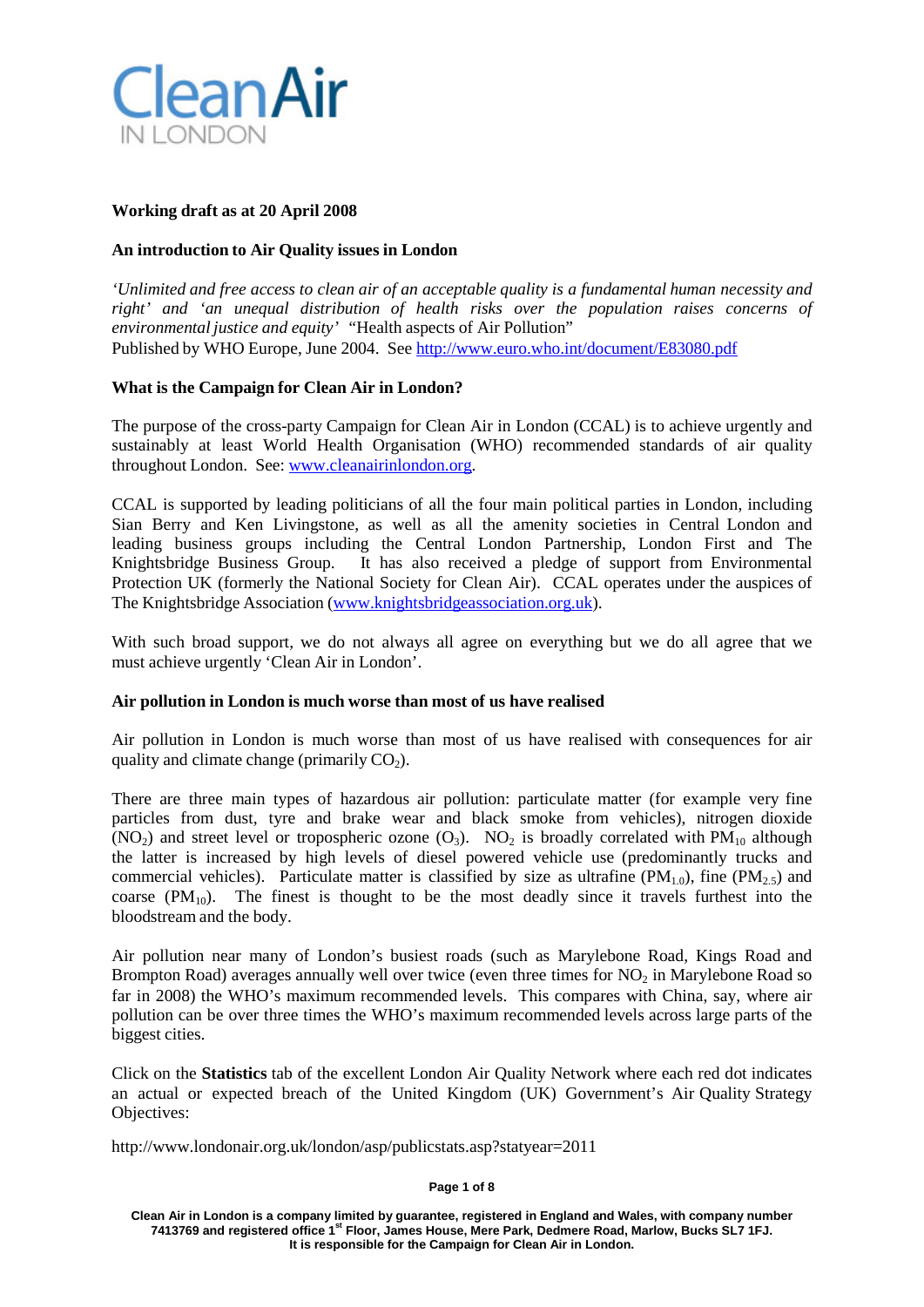Clean Air IN LONDON

**Working draft as at 20 April 2008**

**An introduction to Air Quality issues in London**

*'Unlimited and free access to clean air of an acceptable quality is a fundamental human necessity and right'* and *'an unequal distribution of health risks over the population raises concerns of environmental justice and equity'* "Health aspects of Air Pollution" Published by WHO Europe, June 2004. See http://www.euro.who.int/document/E83080.pdf

**What is the Campaign for Clean Air in London?**

The purpose of the cross-party Campaign for Clean Air in London (CCAL) is to achieve urgently and sustainably at least World Health Organisation (WHO) recommended standards of air quality throughout London. See: www.cleanairinlondon.org.

CCAL is supported by leading politicians of all the four main political parties in London, including Sian Berry and Ken Livingstone, as well as all the amenity societies in Central London and leading business groups including the Central London Partnership, London First and The Knightsbridge Business Group. It has also received a pledge of support from Environmental Protection UK (formerly the National Society for Clean Air). CCAL operates under the auspices of The Knightsbridge Association (www.knightsbridgeassociation.org.uk).

With such broad support, we do not always all agree on everything but we do all agree that we must achieve urgently 'Clean Air in London'.

**Air pollution in London is much worse than most of us have realised**

Air pollution in London is much worse than most of us have realised with consequences for air quality and climate change (primarily $CO_2$).

There are three main types of hazardous air pollution: particulate matter (for example very fine particles from dust, tyre and brake wear and black smoke from vehicles), nitrogen dioxide ($NO_2$) and street level or tropospheric ozone ($O_3$). $NO_2$ is broadly correlated with $PM_{10}$ although the latter is increased by high levels of diesel powered vehicle use (predominantly trucks and commercial vehicles). Particulate matter is classified by size as ultrafine ($PM_{1.0}$), fine ($PM_{2.5}$) and coarse ($PM_{10}$). The finest is thought to be the most deadly since it travels furthest into the bloodstream and the body.

Air pollution near many of London's busiest roads (such as Marylebone Road, Kings Road and Brompton Road) averages annually well over twice (even three times for $NO_2$ in Marylebone Road so far in 2008) the WHO's maximum recommended levels. This compares with China, say, where air pollution can be over three times the WHO's maximum recommended levels across large parts of the biggest cities.

Click on the **Statistics** tab of the excellent London Air Quality Network where each red dot indicates an actual or expected breach of the United Kingdom (UK) Government's Air Quality Strategy Objectives:

http://www.londonair.org.uk/london/asp/publicstats.asp?statyear=2011

**Clean Air in London is a company limited by guarantee, registered in England and Wales, with company number 7413769 and registered office 1st Floor, James House, Mere Park, Dedmere Road, Marlow, Bucks SL7 1FJ. It is responsible for the Campaign for Clean Air in London.**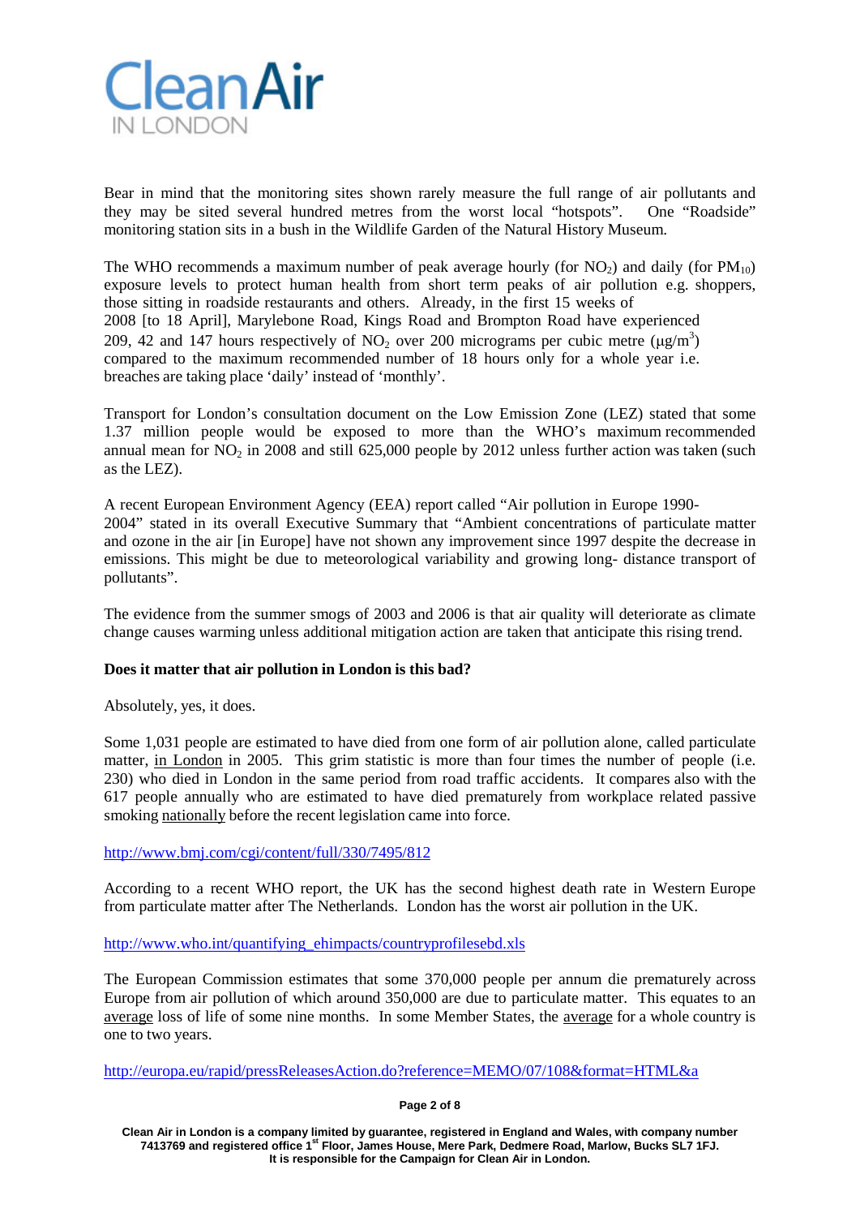Bear in mind that the monitoring sites shown rarely measure the full range of air pollutants and they may be sited several hundred metres from the worst local "hotspots". One "Roadside" monitoring station sits in a bush in the Wildlife Garden of the Natural History Museum.

The WHO recommends a maximum number of peak average hourly (for $NO_2$) and daily (for $PM_{10}$) exposure levels to protect human health from short term peaks of air pollution e.g. shoppers, those sitting in roadside restaurants and others. Already, in the first 15 weeks of 2008 [to 18 April], Marylebone Road, Kings Road and Brompton Road have experienced 209, 42 and 147 hours respectively of $NO_2$ over 200 micrograms per cubic metre ($\mu g/m^3$) compared to the maximum recommended number of 18 hours only for a whole year i.e. breaches are taking place 'daily' instead of 'monthly'.

Transport for London's consultation document on the Low Emission Zone (LEZ) stated that some 1.37 million people would be exposed to more than the WHO's maximum recommended annual mean for $NO_2$ in 2008 and still 625,000 people by 2012 unless further action was taken (such as the LEZ).

A recent European Environment Agency (EEA) report called "Air pollution in Europe 1990-2004" stated in its overall Executive Summary that "Ambient concentrations of particulate matter and ozone in the air [in Europe] have not shown any improvement since 1997 despite the decrease in emissions. This might be due to meteorological variability and growing long- distance transport of pollutants".

The evidence from the summer smogs of 2003 and 2006 is that air quality will deteriorate as climate change causes warming unless additional mitigation action are taken that anticipate this rising trend.

**Does it matter that air pollution in London is this bad?**

Absolutely, yes, it does.

Some 1,031 people are estimated to have died from one form of air pollution alone, called particulate matter, in London in 2005. This grim statistic is more than four times the number of people (i.e. 230) who died in London in the same period from road traffic accidents. It compares also with the 617 people annually who are estimated to have died prematurely from workplace related passive smoking nationally before the recent legislation came into force.

http://www.bmj.com/cgi/content/full/330/7495/812

According to a recent WHO report, the UK has the second highest death rate in Western Europe from particulate matter after The Netherlands. London has the worst air pollution in the UK.

http://www.who.int/quantifying_ehimpacts/countryprofilesebd.xls

The European Commission estimates that some 370,000 people per annum die prematurely across Europe from air pollution of which around 350,000 are due to particulate matter. This equates to an average loss of life of some nine months. In some Member States, the average for a whole country is one to two years.

http://europa.eu/rapid/pressReleasesAction.do?reference=MEMO/07/108&format=HTML&a

Clean Air in London is a company limited by guarantee, registered in England and Wales, with company number 7413769 and registered office 1st Floor, James House, Mere Park, Dedmere Road, Marlow, Bucks SL7 1FJ. It is responsible for the Campaign for Clean Air in London.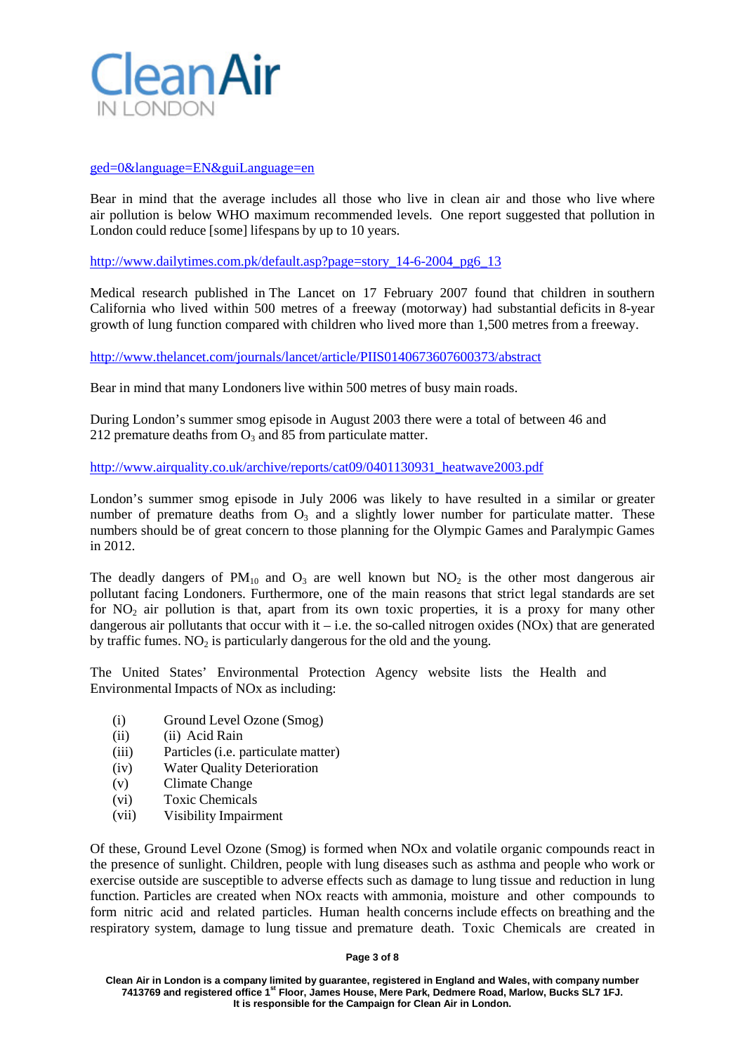ged=0&language=EN&guiLanguage=en

Bear in mind that the average includes all those who live in clean air and those who live where air pollution is below WHO maximum recommended levels. One report suggested that pollution in London could reduce [some] lifespans by up to 10 years.

http://www.dailytimes.com.pk/default.asp?page=story_14-6-2004_pg6_13

Medical research published in The Lancet on 17 February 2007 found that children in southern California who lived within 500 metres of a freeway (motorway) had substantial deficits in 8-year growth of lung function compared with children who lived more than 1,500 metres from a freeway.

http://www.thelancet.com/journals/lancet/article/PIIS0140673607600373/abstract

Bear in mind that many Londoners live within 500 metres of busy main roads.

During London's summer smog episode in August 2003 there were a total of between 46 and 212 premature deaths from $O_3$ and 85 from particulate matter.

http://www.airquality.co.uk/archive/reports/cat09/0401130931_heatwave2003.pdf

London's summer smog episode in July 2006 was likely to have resulted in a similar or greater number of premature deaths from $O_3$ and a slightly lower number for particulate matter. These numbers should be of great concern to those planning for the Olympic Games and Paralympic Games in 2012.

The deadly dangers of $PM_{10}$ and $O_3$ are well known but $NO_2$ is the other most dangerous air pollutant facing Londoners. Furthermore, one of the main reasons that strict legal standards are set for $NO_2$ air pollution is that, apart from its own toxic properties, it is a proxy for many other dangerous air pollutants that occur with it – i.e. the so-called nitrogen oxides (NOx) that are generated by traffic fumes. $NO_2$ is particularly dangerous for the old and the young.

The United States' Environmental Protection Agency website lists the Health and Environmental Impacts of NOx as including:

(i) Ground Level Ozone (Smog)
(ii) (ii) Acid Rain
(iii) Particles (i.e. particulate matter)
(iv) Water Quality Deterioration
(v) Climate Change
(vi) Toxic Chemicals
(vii) Visibility Impairment

Of these, Ground Level Ozone (Smog) is formed when NOx and volatile organic compounds react in the presence of sunlight. Children, people with lung diseases such as asthma and people who work or exercise outside are susceptible to adverse effects such as damage to lung tissue and reduction in lung function. Particles are created when NOx reacts with ammonia, moisture and other compounds to form nitric acid and related particles. Human health concerns include effects on breathing and the respiratory system, damage to lung tissue and premature death. Toxic Chemicals are created in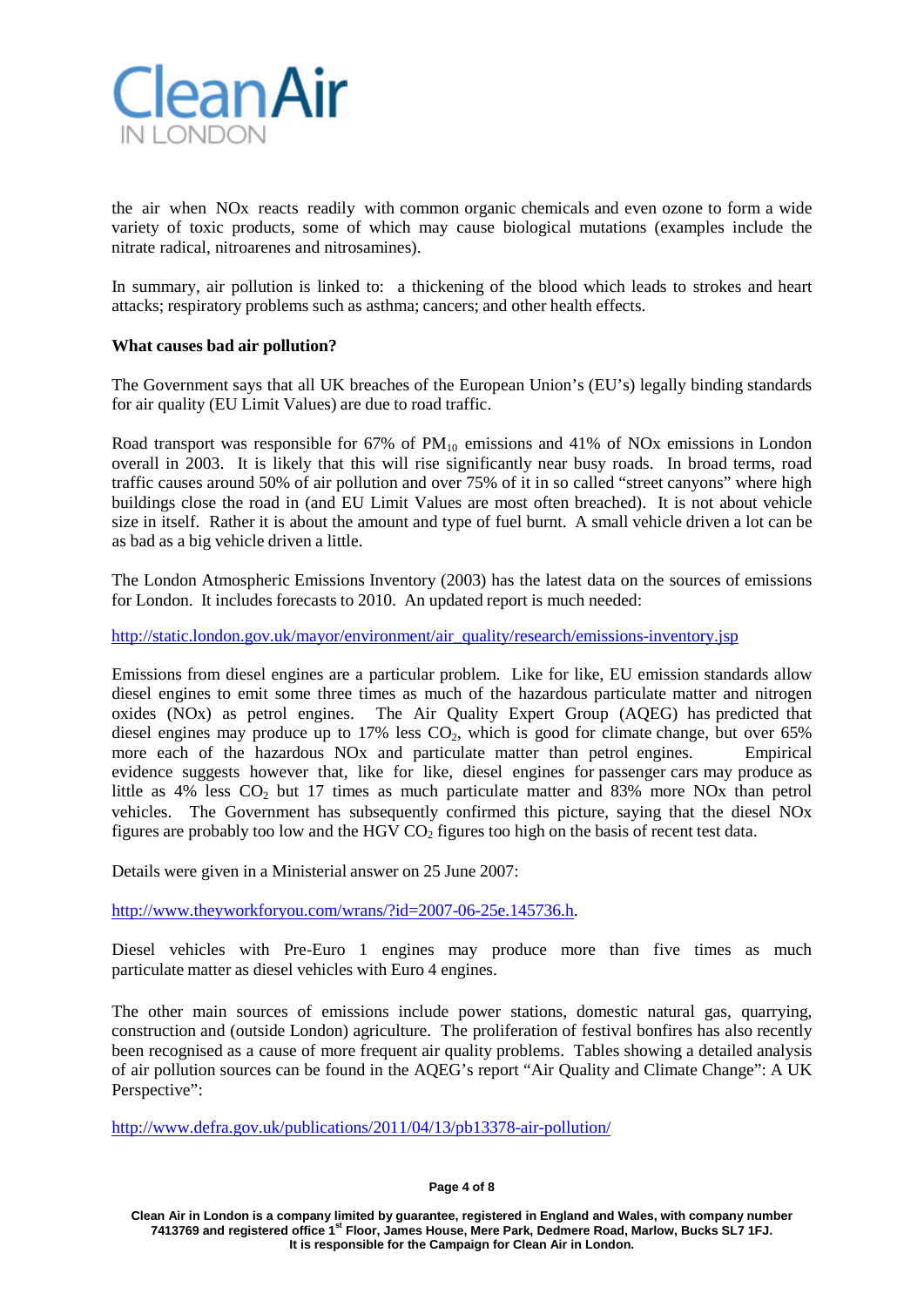the air when NOx reacts readily with common organic chemicals and even ozone to form a wide variety of toxic products, some of which may cause biological mutations (examples include the nitrate radical, nitroarenes and nitrosamines).

In summary, air pollution is linked to: a thickening of the blood which leads to strokes and heart attacks; respiratory problems such as asthma; cancers; and other health effects.

**What causes bad air pollution?**

The Government says that all UK breaches of the European Union's (EU's) legally binding standards for air quality (EU Limit Values) are due to road traffic.

Road transport was responsible for 67% of $PM_{10}$ emissions and 41% of NOx emissions in London overall in 2003. It is likely that this will rise significantly near busy roads. In broad terms, road traffic causes around 50% of air pollution and over 75% of it in so called "street canyons" where high buildings close the road in (and EU Limit Values are most often breached). It is not about vehicle size in itself. Rather it is about the amount and type of fuel burnt. A small vehicle driven a lot can be as bad as a big vehicle driven a little.

The London Atmospheric Emissions Inventory (2003) has the latest data on the sources of emissions for London. It includes forecasts to 2010. An updated report is much needed:

http://static.london.gov.uk/mayor/environment/air_quality/research/emissions-inventory.jsp

Emissions from diesel engines are a particular problem. Like for like, EU emission standards allow diesel engines to emit some three times as much of the hazardous particulate matter and nitrogen oxides (NOx) as petrol engines. The Air Quality Expert Group (AQEG) has predicted that diesel engines may produce up to 17% less $CO_2$, which is good for climate change, but over 65% more each of the hazardous NOx and particulate matter than petrol engines. Empirical evidence suggests however that, like for like, diesel engines for passenger cars may produce as little as 4% less $CO_2$ but 17 times as much particulate matter and 83% more NOx than petrol vehicles. The Government has subsequently confirmed this picture, saying that the diesel NOx figures are probably too low and the HGV $CO_2$ figures too high on the basis of recent test data.

Details were given in a Ministerial answer on 25 June 2007:

http://www.theyworkforyou.com/wrans/?id=2007-06-25e.145736.h.

Diesel vehicles with Pre-Euro 1 engines may produce more than five times as much particulate matter as diesel vehicles with Euro 4 engines.

The other main sources of emissions include power stations, domestic natural gas, quarrying, construction and (outside London) agriculture. The proliferation of festival bonfires has also recently been recognised as a cause of more frequent air quality problems. Tables showing a detailed analysis of air pollution sources can be found in the AQEG's report "Air Quality and Climate Change": A UK Perspective":

http://www.defra.gov.uk/publications/2011/04/13/pb13378-air-pollution/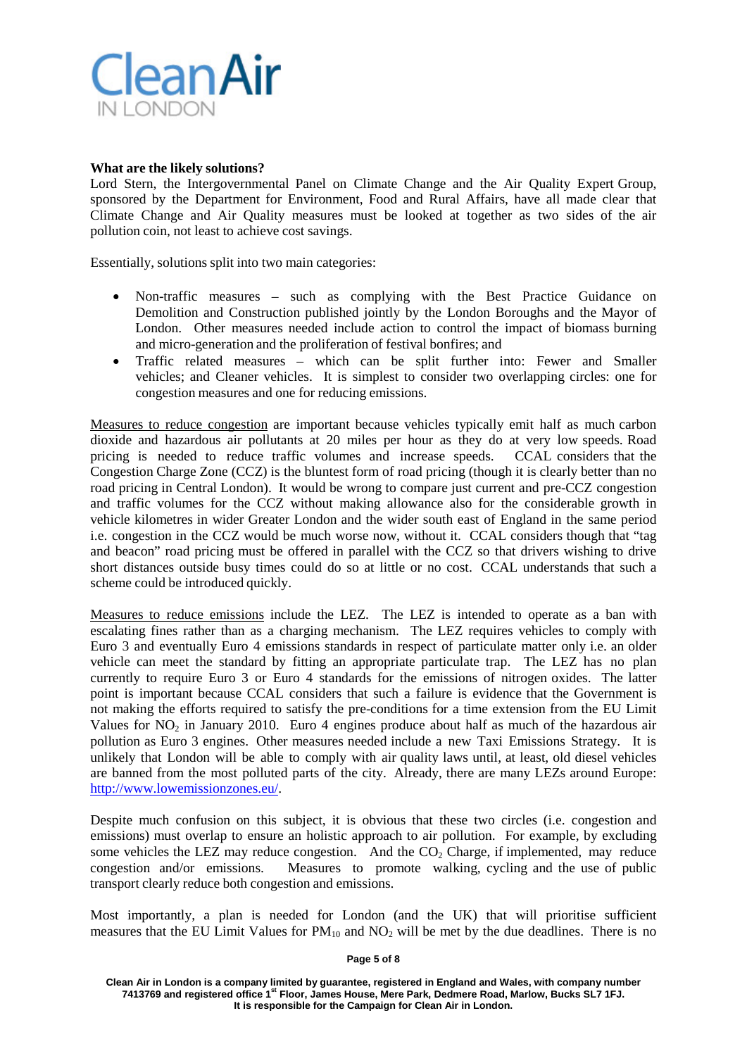**What are the likely solutions?**

Lord Stern, the Intergovernmental Panel on Climate Change and the Air Quality Expert Group, sponsored by the Department for Environment, Food and Rural Affairs, have all made clear that Climate Change and Air Quality measures must be looked at together as two sides of the air pollution coin, not least to achieve cost savings.

Essentially, solutions split into two main categories:

- Non-traffic measures – such as complying with the Best Practice Guidance on Demolition and Construction published jointly by the London Boroughs and the Mayor of London. Other measures needed include action to control the impact of biomass burning and micro-generation and the proliferation of festival bonfires; and
- Traffic related measures – which can be split further into: Fewer and Smaller vehicles; and Cleaner vehicles. It is simplest to consider two overlapping circles: one for congestion measures and one for reducing emissions.

Measures to reduce congestion are important because vehicles typically emit half as much carbon dioxide and hazardous air pollutants at 20 miles per hour as they do at very low speeds. Road pricing is needed to reduce traffic volumes and increase speeds. CCAL considers that the Congestion Charge Zone (CCZ) is the bluntest form of road pricing (though it is clearly better than no road pricing in Central London). It would be wrong to compare just current and pre-CCZ congestion and traffic volumes for the CCZ without making allowance also for the considerable growth in vehicle kilometres in wider Greater London and the wider south east of England in the same period i.e. congestion in the CCZ would be much worse now, without it. CCAL considers though that "tag and beacon" road pricing must be offered in parallel with the CCZ so that drivers wishing to drive short distances outside busy times could do so at little or no cost. CCAL understands that such a scheme could be introduced quickly.

Measures to reduce emissions include the LEZ. The LEZ is intended to operate as a ban with escalating fines rather than as a charging mechanism. The LEZ requires vehicles to comply with Euro 3 and eventually Euro 4 emissions standards in respect of particulate matter only i.e. an older vehicle can meet the standard by fitting an appropriate particulate trap. The LEZ has no plan currently to require Euro 3 or Euro 4 standards for the emissions of nitrogen oxides. The latter point is important because CCAL considers that such a failure is evidence that the Government is not making the efforts required to satisfy the pre-conditions for a time extension from the EU Limit Values for $NO_2$ in January 2010. Euro 4 engines produce about half as much of the hazardous air pollution as Euro 3 engines. Other measures needed include a new Taxi Emissions Strategy. It is unlikely that London will be able to comply with air quality laws until, at least, old diesel vehicles are banned from the most polluted parts of the city. Already, there are many LEZs around Europe: http://www.lowemissionzones.eu/.

Despite much confusion on this subject, it is obvious that these two circles (i.e. congestion and emissions) must overlap to ensure an holistic approach to air pollution. For example, by excluding some vehicles the LEZ may reduce congestion. And the $CO_2$ Charge, if implemented, may reduce congestion and/or emissions. Measures to promote walking, cycling and the use of public transport clearly reduce both congestion and emissions.

Most importantly, a plan is needed for London (and the UK) that will prioritise sufficient measures that the EU Limit Values for $PM_{10}$ and $NO_2$ will be met by the due deadlines. There is no

Clean Air in London is a company limited by guarantee, registered in England and Wales, with company number 7413769 and registered office 1st Floor, James House, Mere Park, Dedmere Road, Marlow, Bucks SL7 1FJ. It is responsible for the Campaign for Clean Air in London.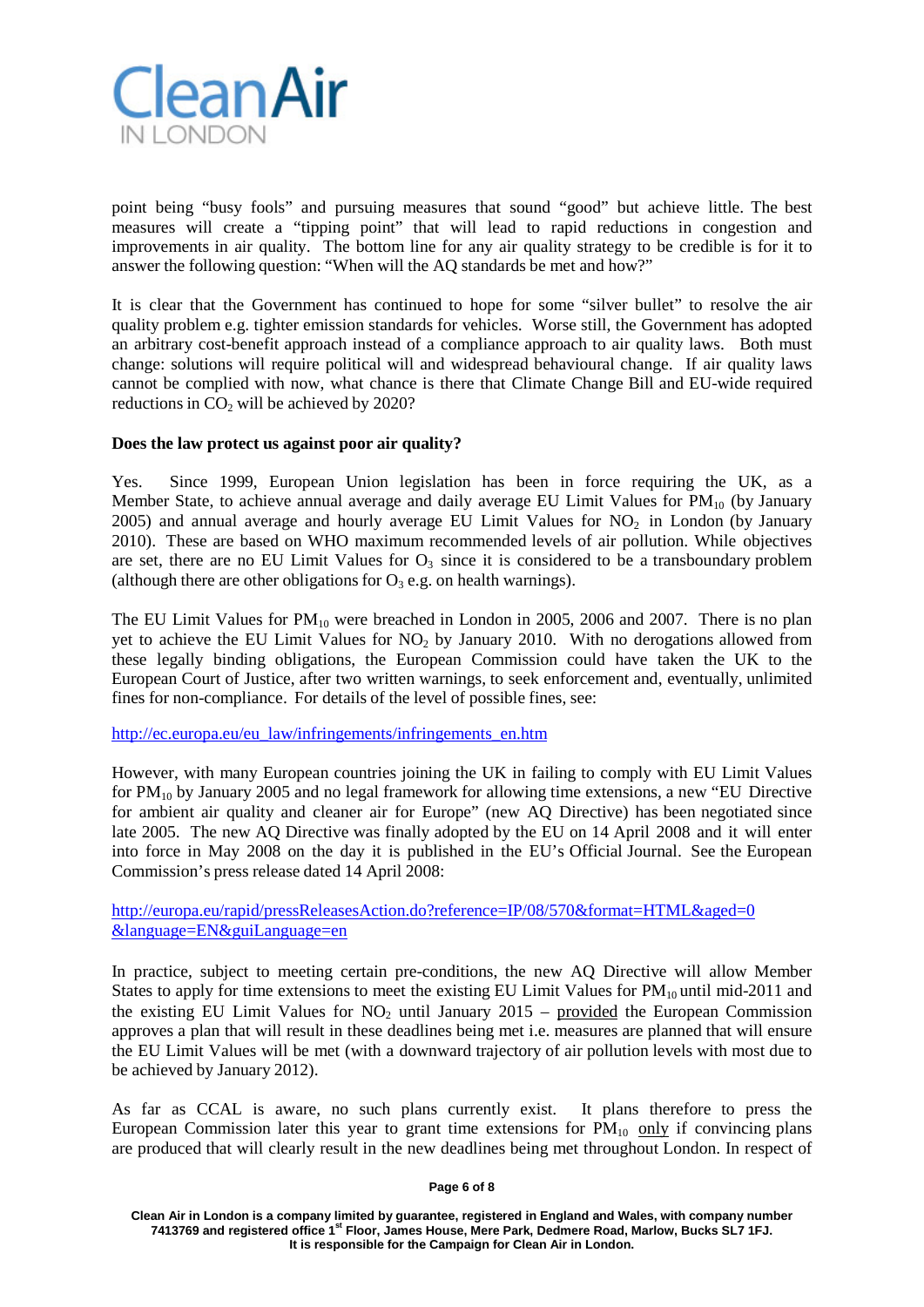point being "busy fools" and pursuing measures that sound "good" but achieve little. The best measures will create a "tipping point" that will lead to rapid reductions in congestion and improvements in air quality. The bottom line for any air quality strategy to be credible is for it to answer the following question: "When will the AQ standards be met and how?"

It is clear that the Government has continued to hope for some "silver bullet" to resolve the air quality problem e.g. tighter emission standards for vehicles. Worse still, the Government has adopted an arbitrary cost-benefit approach instead of a compliance approach to air quality laws. Both must change: solutions will require political will and widespread behavioural change. If air quality laws cannot be complied with now, what chance is there that Climate Change Bill and EU-wide required reductions in $CO_2$ will be achieved by 2020?

**Does the law protect us against poor air quality?**

Yes. Since 1999, European Union legislation has been in force requiring the UK, as a Member State, to achieve annual average and daily average EU Limit Values for $PM_{10}$ (by January 2005) and annual average and hourly average EU Limit Values for $NO_2$ in London (by January 2010). These are based on WHO maximum recommended levels of air pollution. While objectives are set, there are no EU Limit Values for $O_3$ since it is considered to be a transboundary problem (although there are other obligations for $O_3$ e.g. on health warnings).

The EU Limit Values for $PM_{10}$ were breached in London in 2005, 2006 and 2007. There is no plan yet to achieve the EU Limit Values for $NO_2$ by January 2010. With no derogations allowed from these legally binding obligations, the European Commission could have taken the UK to the European Court of Justice, after two written warnings, to seek enforcement and, eventually, unlimited fines for non-compliance. For details of the level of possible fines, see:

http://ec.europa.eu/eu_law/infringements/infringements_en.htm

However, with many European countries joining the UK in failing to comply with EU Limit Values for $PM_{10}$ by January 2005 and no legal framework for allowing time extensions, a new "EU Directive for ambient air quality and cleaner air for Europe" (new AQ Directive) has been negotiated since late 2005. The new AQ Directive was finally adopted by the EU on 14 April 2008 and it will enter into force in May 2008 on the day it is published in the EU's Official Journal. See the European Commission's press release dated 14 April 2008:

http://europa.eu/rapid/pressReleasesAction.do?reference=IP/08/570&format=HTML&aged=0&language=EN&guiLanguage=en

In practice, subject to meeting certain pre-conditions, the new AQ Directive will allow Member States to apply for time extensions to meet the existing EU Limit Values for $PM_{10}$ until mid-2011 and the existing EU Limit Values for $NO_2$ until January 2015 – provided the European Commission approves a plan that will result in these deadlines being met i.e. measures are planned that will ensure the EU Limit Values will be met (with a downward trajectory of air pollution levels with most due to be achieved by January 2012).

As far as CCAL is aware, no such plans currently exist. It plans therefore to press the European Commission later this year to grant time extensions for $PM_{10}$ only if convincing plans are produced that will clearly result in the new deadlines being met throughout London. In respect of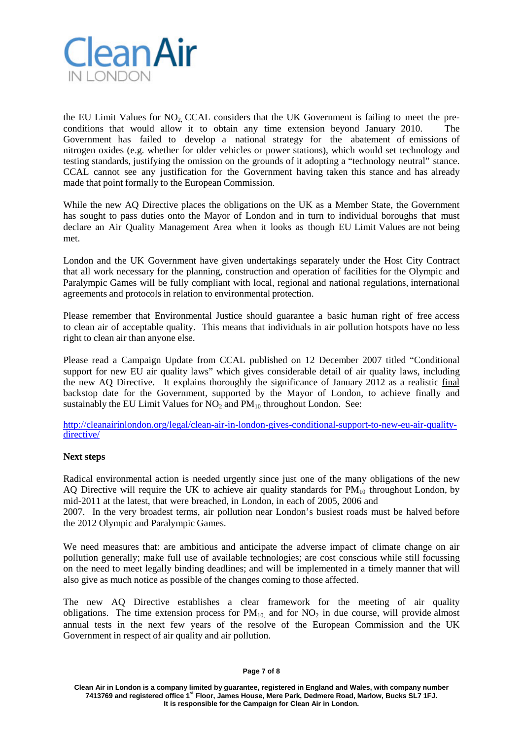the EU Limit Values for $NO_2$, CCAL considers that the UK Government is failing to meet the pre-conditions that would allow it to obtain any time extension beyond January 2010. The Government has failed to develop a national strategy for the abatement of emissions of nitrogen oxides (e.g. whether for older vehicles or power stations), which would set technology and testing standards, justifying the omission on the grounds of it adopting a "technology neutral" stance. CCAL cannot see any justification for the Government having taken this stance and has already made that point formally to the European Commission.

While the new AQ Directive places the obligations on the UK as a Member State, the Government has sought to pass duties onto the Mayor of London and in turn to individual boroughs that must declare an Air Quality Management Area when it looks as though EU Limit Values are not being met.

London and the UK Government have given undertakings separately under the Host City Contract that all work necessary for the planning, construction and operation of facilities for the Olympic and Paralympic Games will be fully compliant with local, regional and national regulations, international agreements and protocols in relation to environmental protection.

Please remember that Environmental Justice should guarantee a basic human right of free access to clean air of acceptable quality. This means that individuals in air pollution hotspots have no less right to clean air than anyone else.

Please read a Campaign Update from CCAL published on 12 December 2007 titled "Conditional support for new EU air quality laws" which gives considerable detail of air quality laws, including the new AQ Directive. It explains thoroughly the significance of January 2012 as a realistic final backstop date for the Government, supported by the Mayor of London, to achieve finally and sustainably the EU Limit Values for $NO_2$ and $PM_{10}$ throughout London. See:

http://cleanairinlondon.org/legal/clean-air-in-london-gives-conditional-support-to-new-eu-air-quality-directive/

**Next steps**

Radical environmental action is needed urgently since just one of the many obligations of the new AQ Directive will require the UK to achieve air quality standards for $PM_{10}$ throughout London, by mid-2011 at the latest, that were breached, in London, in each of 2005, 2006 and 2007. In the very broadest terms, air pollution near London's busiest roads must be halved before the 2012 Olympic and Paralympic Games.

We need measures that: are ambitious and anticipate the adverse impact of climate change on air pollution generally; make full use of available technologies; are cost conscious while still focussing on the need to meet legally binding deadlines; and will be implemented in a timely manner that will also give as much notice as possible of the changes coming to those affected.

The new AQ Directive establishes a clear framework for the meeting of air quality obligations. The time extension process for $PM_{10}$, and for $NO_2$ in due course, will provide almost annual tests in the next few years of the resolve of the European Commission and the UK Government in respect of air quality and air pollution.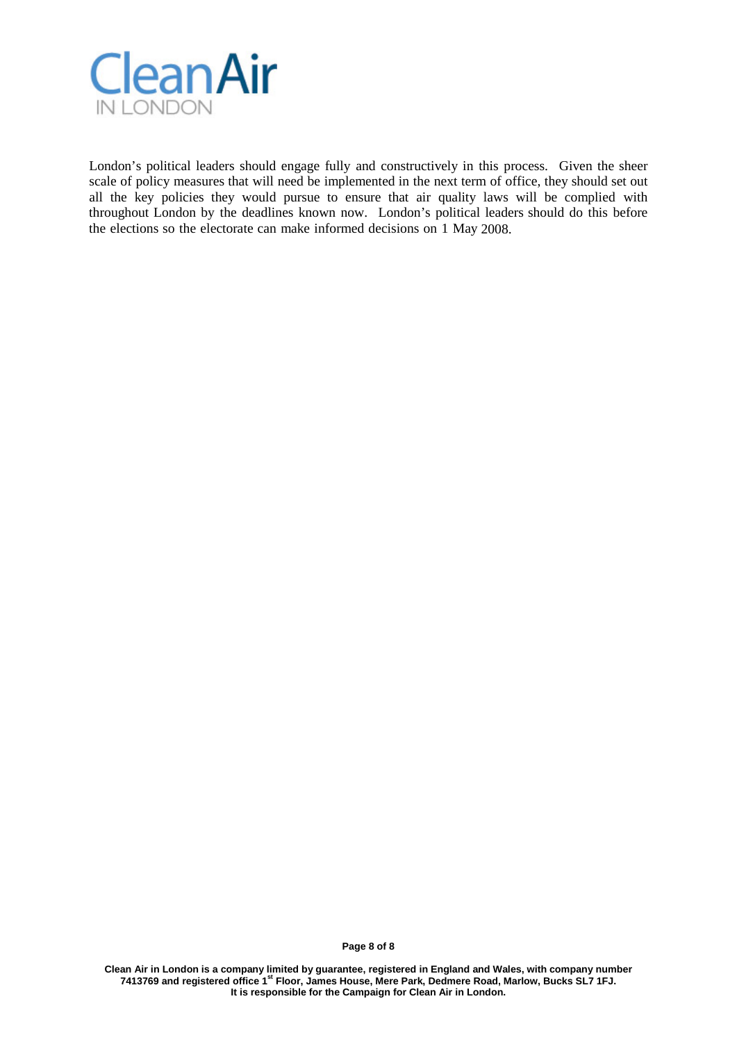London's political leaders should engage fully and constructively in this process. Given the sheer scale of policy measures that will need be implemented in the next term of office, they should set out all the key policies they would pursue to ensure that air quality laws will be complied with throughout London by the deadlines known now. London's political leaders should do this before the elections so the electorate can make informed decisions on 1 May 2008.